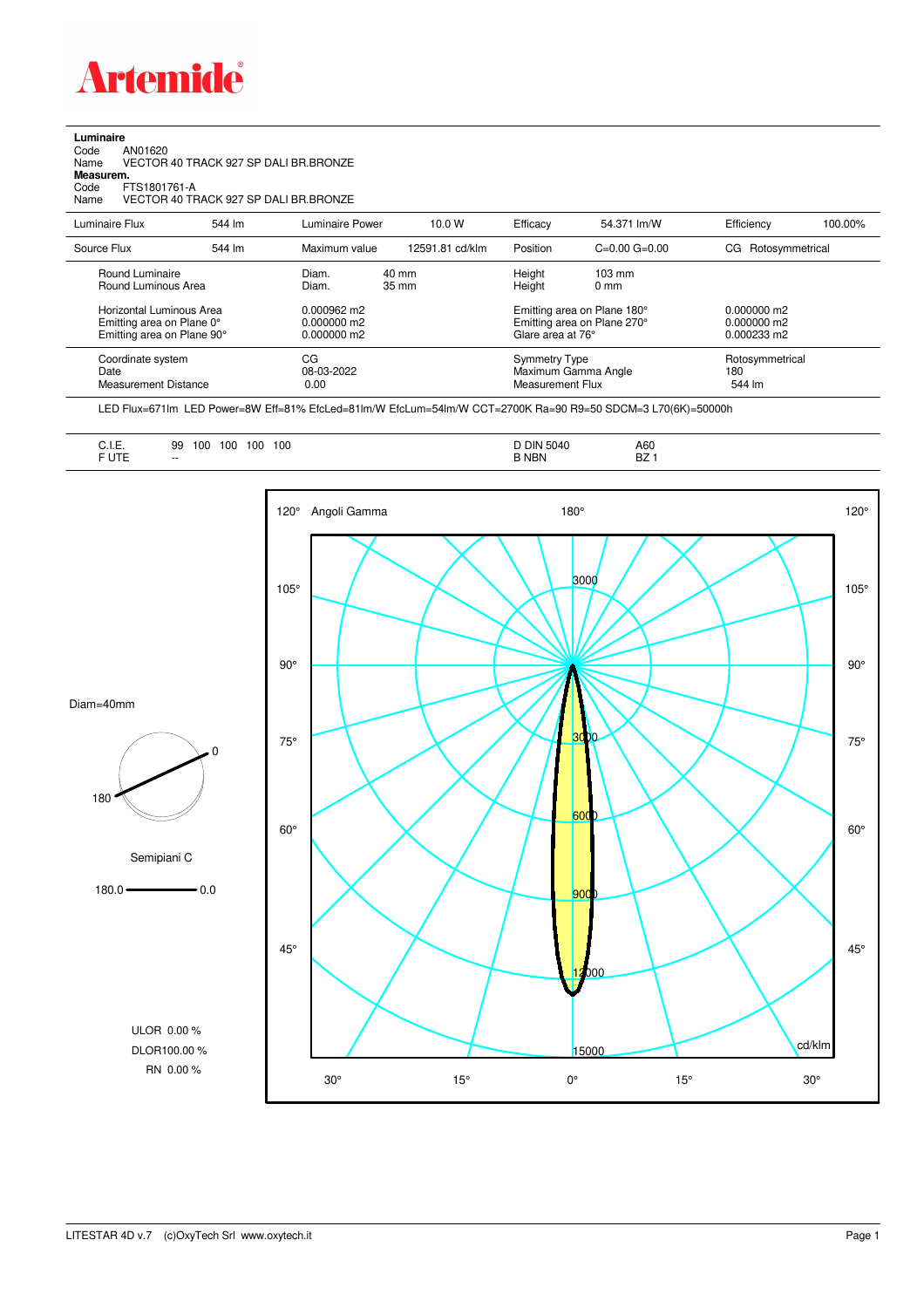# Artemide

**Luminaire**
Code AN01620
Name VECTOR 40 TRACK 927 SP DALI BR.BRONZE
**Measurem.**
Code FTS1801761-A
Name VECTOR 40 TRACK 927 SP DALI BR.BRONZE

| Luminaire Flux | 544 lm | Luminaire Power | 10.0 W | Efficacy | 54.371 lm/W | Efficiency | 100.00% |
|---|---|---|---|---|---|---|---|
| Source Flux | 544 lm | Maximum value | 12591.81 cd/klm | Position | C=0.00 G=0.00 | CG | Rotosymmetrical |

| | | | | |
|---|---|---|---|---|
| Round Luminaire | Diam. 40 mm | Height | 103 mm | |
| Round Luminous Area | Diam. 35 mm | Height | 0 mm | |
| Horizontal Luminous Area | 0.000962 m2 | Emitting area on Plane 180° | | 0.000000 m2 |
| Emitting area on Plane 0° | 0.000000 m2 | Emitting area on Plane 270° | | 0.000000 m2 |
| Emitting area on Plane 90° | 0.000000 m2 | Glare area at 76° | | 0.000233 m2 |
| Coordinate system | CG | Symmetry Type | | Rotosymmetrical |
| Date | 08-03-2022 | Maximum Gamma Angle | | 180 |
| Measurement Distance | 0.00 | Measurement Flux | | 544 lm |

LED Flux=671lm LED Power=8W Eff=81% EfcLed=81lm/W EfcLum=54lm/W CCT=2700K Ra=90 R9=50 SDCM=3 L70(6K)=50000h

| | | | |
|---|---|---|---|
| C.I.E. | 99 100 100 100 100 | D DIN 5040 | A60 |
| F UTE | -- | B NBN | BZ 1 |

Diam=40mm

Semipiani C

180.0 — 0.0

ULOR 0.00 %
DLOR100.00 %
RN 0.00 %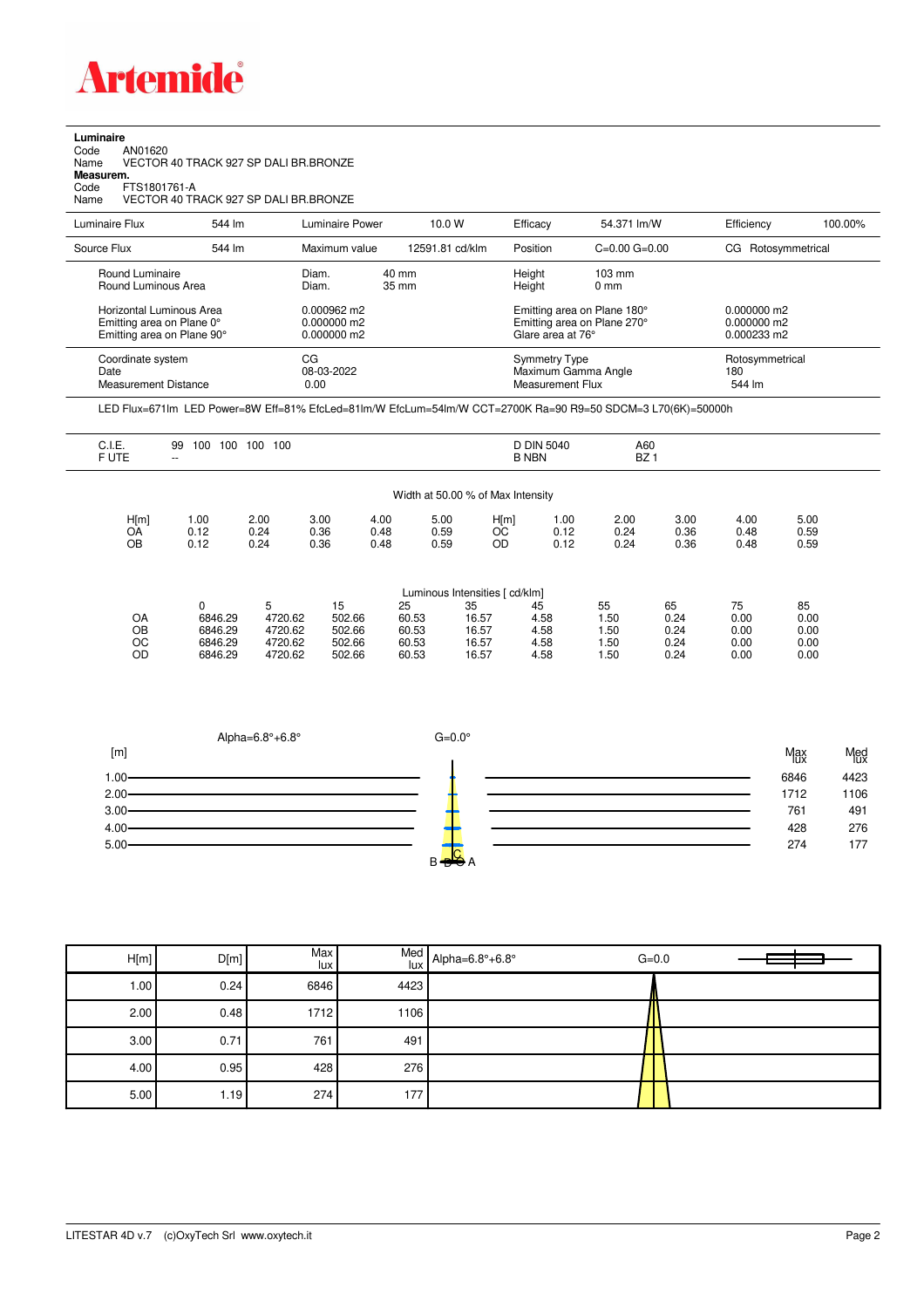Artemide®

**Luminaire**
Code AN01620
Name VECTOR 40 TRACK 927 SP DALI BR.BRONZE
**Measurem.**
Code FTS1801761-A
Name VECTOR 40 TRACK 927 SP DALI BR.BRONZE

| | | | | | | | |
|---|---|---|---|---|---|---|---|
| Luminaire Flux | 544 lm | Luminaire Power | 10.0 W | Efficacy | 54.371 lm/W | Efficiency | 100.00% |
| Source Flux | 544 lm | Maximum value | 12591.81 cd/klm | Position | C=0.00 G=0.00 | CG | Rotosymmetrical |

| | | | | | |
|---|---|---|---|---|---|
| Round Luminaire | Diam. | 40 mm | Height | 103 mm | |
| Round Luminous Area | Diam. | 35 mm | Height | 0 mm | |
| Horizontal Luminous Area | 0.000962 m2 | | Emitting area on Plane 180° | | 0.000000 m2 |
| Emitting area on Plane 0° | 0.000000 m2 | | Emitting area on Plane 270° | | 0.000000 m2 |
| Emitting area on Plane 90° | 0.000000 m2 | | Glare area at 76° | | 0.000233 m2 |
| Coordinate system | CG | | Symmetry Type | | Rotosymmetrical |
| Date | 08-03-2022 | | Maximum Gamma Angle | | 180 |
| Measurement Distance | 0.00 | | Measurement Flux | | 544 lm |

LED Flux=671lm LED Power=8W Eff=81% EfcLed=81lm/W EfcLum=54lm/W CCT=2700K Ra=90 R9=50 SDCM=3 L70(6K)=50000h

| | | | |
|---|---|---|---|
| C.I.E. | 99 100 100 100 100 | D DIN 5040 | A60 |
| F UTE | -- | B NBN | BZ 1 |

Width at 50.00 % of Max Intensity

| H[m] | 1.00 | 2.00 | 3.00 | 4.00 | 5.00 | H[m] | 1.00 | 2.00 | 3.00 | 4.00 | 5.00 |
|---|---|---|---|---|---|---|---|---|---|---|---|
| OA | 0.12 | 0.24 | 0.36 | 0.48 | 0.59 | OC | 0.12 | 0.24 | 0.36 | 0.48 | 0.59 |
| OB | 0.12 | 0.24 | 0.36 | 0.48 | 0.59 | OD | 0.12 | 0.24 | 0.36 | 0.48 | 0.59 |

Luminous Intensities [ cd/klm]

| | 0 | 5 | 15 | 25 | 35 | 45 | 55 | 65 | 75 | 85 |
|---|---|---|---|---|---|---|---|---|---|---|
| OA | 6846.29 | 4720.62 | 502.66 | 60.53 | 16.57 | 4.58 | 1.50 | 0.24 | 0.00 | 0.00 |
| OB | 6846.29 | 4720.62 | 502.66 | 60.53 | 16.57 | 4.58 | 1.50 | 0.24 | 0.00 | 0.00 |
| OC | 6846.29 | 4720.62 | 502.66 | 60.53 | 16.57 | 4.58 | 1.50 | 0.24 | 0.00 | 0.00 |
| OD | 6846.29 | 4720.62 | 502.66 | 60.53 | 16.57 | 4.58 | 1.50 | 0.24 | 0.00 | 0.00 |

Alpha=6.8°+6.8°
G=0.0°
[m]
1.00
2.00
3.00
4.00
5.00
B D C A
Max lux: 6846, 1712, 761, 428, 274
Med lux: 4423, 1106, 491, 276, 177

| H[m] | D[m] | Max lux | Med lux | Alpha=6.8°+6.8° G=0.0 |
|---|---|---|---|---|
| 1.00 | 0.24 | 6846 | 4423 | |
| 2.00 | 0.48 | 1712 | 1106 | |
| 3.00 | 0.71 | 761 | 491 | |
| 4.00 | 0.95 | 428 | 276 | |
| 5.00 | 1.19 | 274 | 177 | |

LITESTAR 4D v.7 (c)OxyTech Srl www.oxytech.it